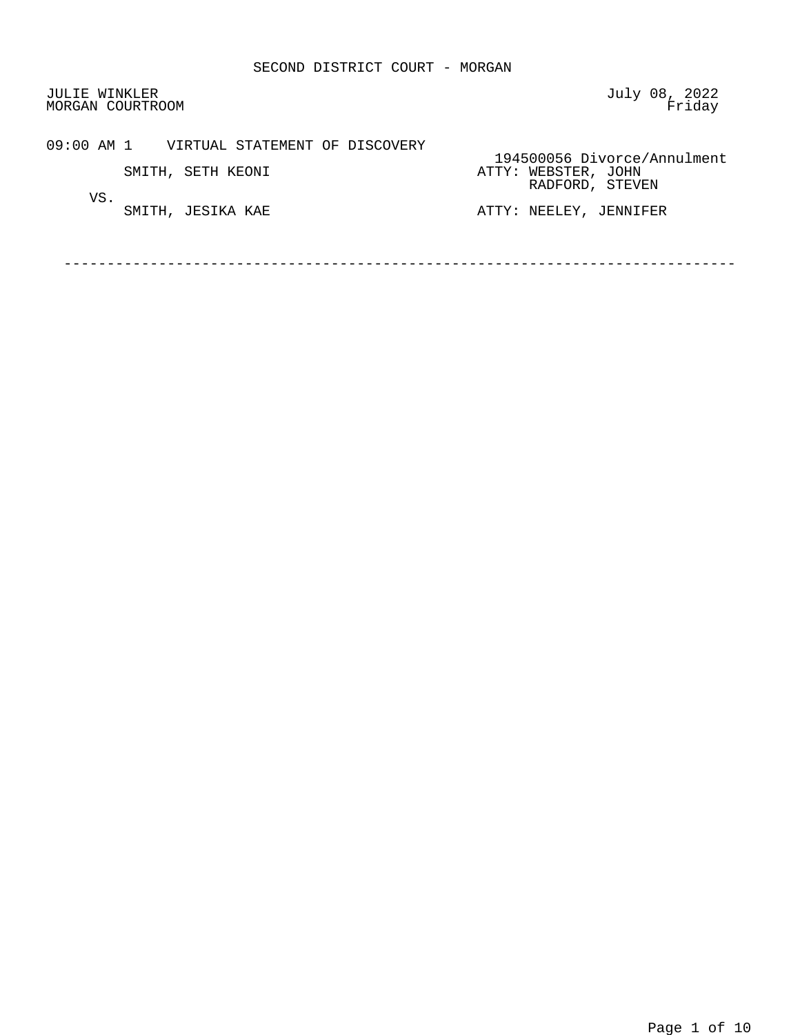# SECOND DISTRICT COURT - MORGAN

JULIE WINKLER
MORGAN COURTROOM

July 08, 2022
Friday

09:00 AM 1 VIRTUAL STATEMENT OF DISCOVERY

194500056 Divorce/Annulment

SMITH, SETH KEONI — ATTY: WEBSTER, JOHN; RADFORD, STEVEN

VS.

SMITH, JESIKA KAE — ATTY: NEELEY, JENNIFER

---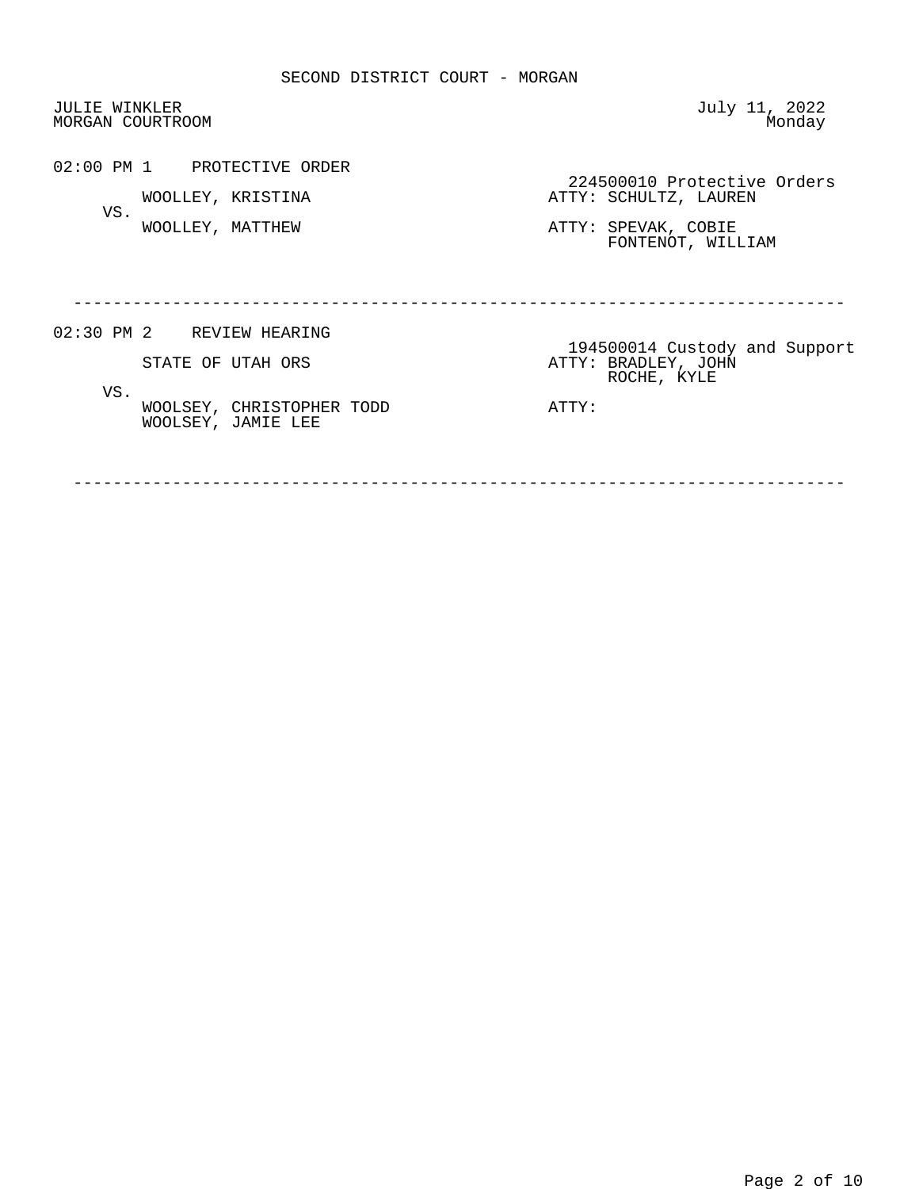# SECOND DISTRICT COURT - MORGAN

JULIE WINKLER
MORGAN COURTROOM

July 11, 2022
Monday

**02:00 PM 1 PROTECTIVE ORDER**

224500010 Protective Orders

WOOLLEY, KRISTINA — ATTY: SCHULTZ, LAUREN

VS.

WOOLLEY, MATTHEW — ATTY: SPEVAK, COBIE; FONTENOT, WILLIAM

---

**02:30 PM 2 REVIEW HEARING**

194500014 Custody and Support

STATE OF UTAH ORS — ATTY: BRADLEY, JOHN; ROCHE, KYLE

VS.

WOOLSEY, CHRISTOPHER TODD
WOOLSEY, JAMIE LEE — ATTY:

---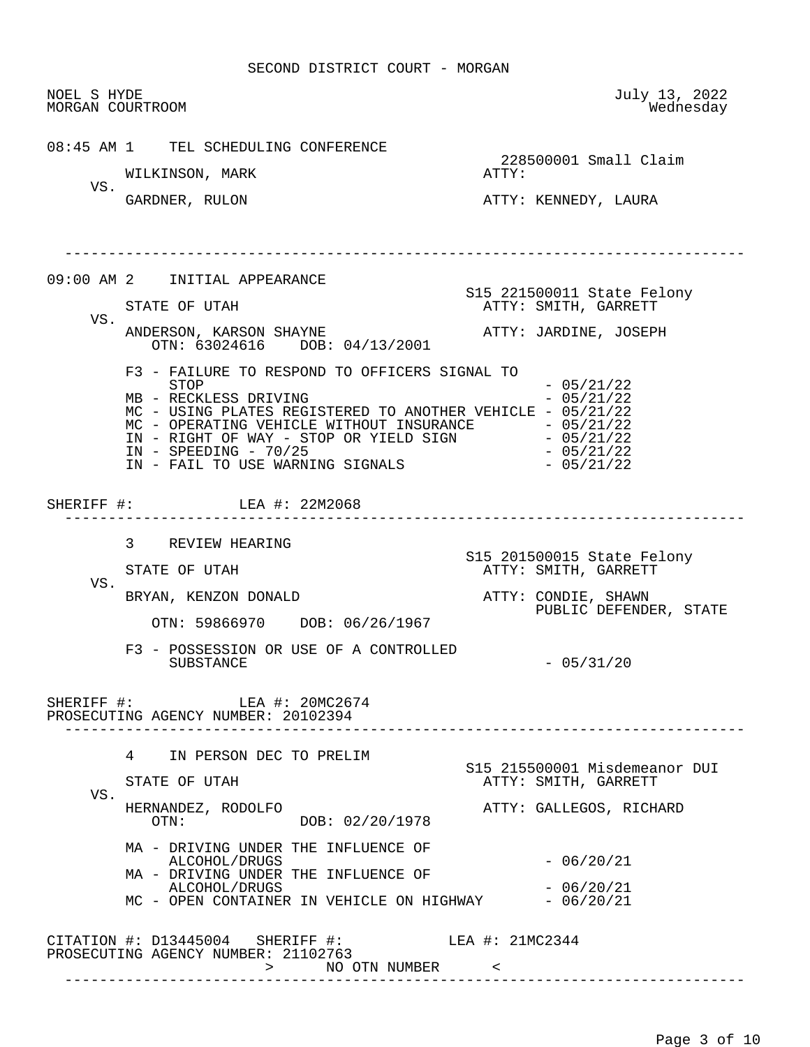SECOND DISTRICT COURT - MORGAN

NOEL S HYDE
MORGAN COURTROOM

July 13, 2022
Wednesday

---

**08:45 AM 1 TEL SCHEDULING CONFERENCE**

228500001 Small Claim

WILKINSON, MARK — ATTY:

VS.

GARDNER, RULON — ATTY: KENNEDY, LAURA

---

**09:00 AM 2 INITIAL APPEARANCE**

S15 221500011 State Felony

STATE OF UTAH — ATTY: SMITH, GARRETT

VS.

ANDERSON, KARSON SHAYNE — ATTY: JARDINE, JOSEPH
OTN: 63024616 DOB: 04/13/2001

- F3 - FAILURE TO RESPOND TO OFFICERS SIGNAL TO STOP - 05/21/22
- MB - RECKLESS DRIVING - 05/21/22
- MC - USING PLATES REGISTERED TO ANOTHER VEHICLE - 05/21/22
- MC - OPERATING VEHICLE WITHOUT INSURANCE - 05/21/22
- IN - RIGHT OF WAY - STOP OR YIELD SIGN - 05/21/22
- IN - SPEEDING - 70/25 - 05/21/22
- IN - FAIL TO USE WARNING SIGNALS - 05/21/22

SHERIFF #: LEA #: 22M2068

---

**3 REVIEW HEARING**

S15 201500015 State Felony

STATE OF UTAH — ATTY: SMITH, GARRETT

VS.

BRYAN, KENZON DONALD — ATTY: CONDIE, SHAWN
PUBLIC DEFENDER, STATE
OTN: 59866970 DOB: 06/26/1967

- F3 - POSSESSION OR USE OF A CONTROLLED SUBSTANCE - 05/31/20

SHERIFF #: LEA #: 20MC2674
PROSECUTING AGENCY NUMBER: 20102394

---

**4 IN PERSON DEC TO PRELIM**

S15 215500001 Misdemeanor DUI

STATE OF UTAH — ATTY: SMITH, GARRETT

VS.

HERNANDEZ, RODOLFO — ATTY: GALLEGOS, RICHARD
OTN: DOB: 02/20/1978

- MA - DRIVING UNDER THE INFLUENCE OF ALCOHOL/DRUGS - 06/20/21
- MA - DRIVING UNDER THE INFLUENCE OF ALCOHOL/DRUGS - 06/20/21
- MC - OPEN CONTAINER IN VEHICLE ON HIGHWAY - 06/20/21

CITATION #: D13445004 SHERIFF #: LEA #: 21MC2344
PROSECUTING AGENCY NUMBER: 21102763
> NO OTN NUMBER <

---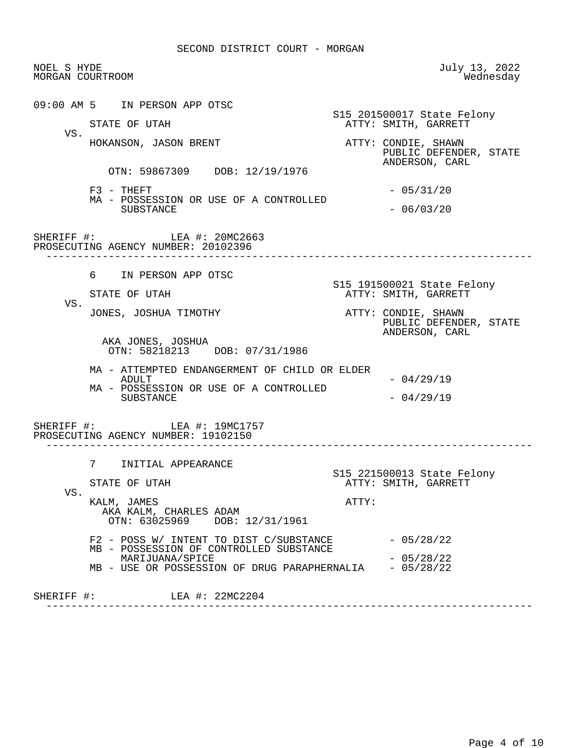SECOND DISTRICT COURT - MORGAN

NOEL S HYDE
MORGAN COURTROOM

July 13, 2022
Wednesday

---

09:00 AM 5    IN PERSON APP OTSC

S15 201500017 State Felony

STATE OF UTAH    ATTY: SMITH, GARRETT

VS.

HOKANSON, JASON BRENT    ATTY: CONDIE, SHAWN
PUBLIC DEFENDER, STATE
ANDERSON, CARL

OTN: 59867309    DOB: 12/19/1976

F3 - THEFT - 05/31/20
MA - POSSESSION OR USE OF A CONTROLLED SUBSTANCE - 06/03/20

SHERIFF #:    LEA #: 20MC2663
PROSECUTING AGENCY NUMBER: 20102396

---

6    IN PERSON APP OTSC

S15 191500021 State Felony

STATE OF UTAH    ATTY: SMITH, GARRETT

VS.

JONES, JOSHUA TIMOTHY    ATTY: CONDIE, SHAWN
PUBLIC DEFENDER, STATE
ANDERSON, CARL

AKA JONES, JOSHUA
OTN: 58218213    DOB: 07/31/1986

MA - ATTEMPTED ENDANGERMENT OF CHILD OR ELDER ADULT - 04/29/19
MA - POSSESSION OR USE OF A CONTROLLED SUBSTANCE - 04/29/19

SHERIFF #:    LEA #: 19MC1757
PROSECUTING AGENCY NUMBER: 19102150

---

7    INITIAL APPEARANCE

S15 221500013 State Felony

STATE OF UTAH    ATTY: SMITH, GARRETT

VS.

KALM, JAMES    ATTY:
AKA KALM, CHARLES ADAM
OTN: 63025969    DOB: 12/31/1961

F2 - POSS W/ INTENT TO DIST C/SUBSTANCE - 05/28/22
MB - POSSESSION OF CONTROLLED SUBSTANCE MARIJUANA/SPICE - 05/28/22
MB - USE OR POSSESSION OF DRUG PARAPHERNALIA - 05/28/22

SHERIFF #:    LEA #: 22MC2204

---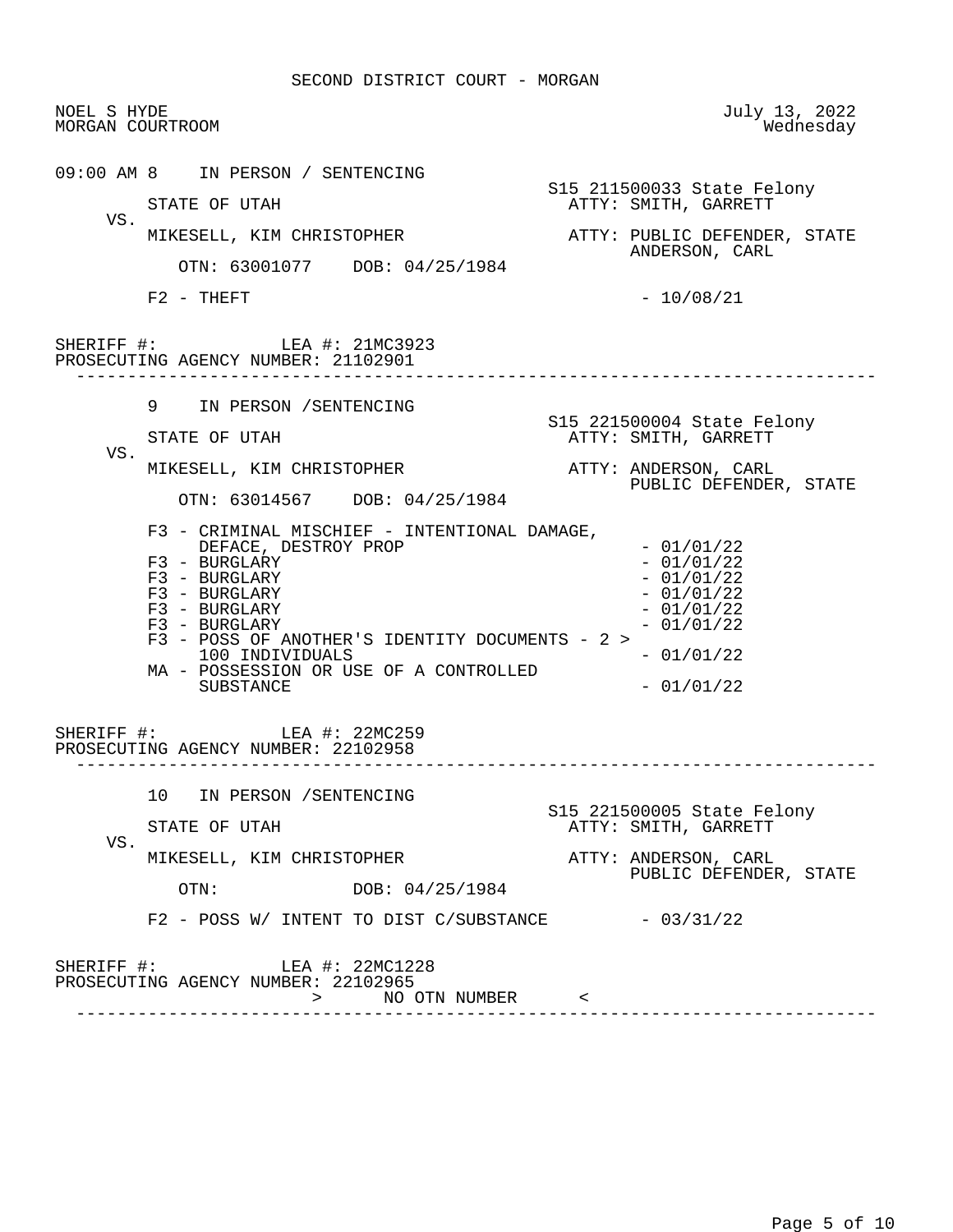SECOND DISTRICT COURT - MORGAN

NOEL S HYDE — July 13, 2022
MORGAN COURTROOM — Wednesday

09:00 AM 8 IN PERSON / SENTENCING

S15 211500033 State Felony

STATE OF UTAH — ATTY: SMITH, GARRETT

VS.

MIKESELL, KIM CHRISTOPHER — ATTY: PUBLIC DEFENDER, STATE; ANDERSON, CARL

OTN: 63001077 DOB: 04/25/1984

F2 - THEFT - 10/08/21

SHERIFF #: LEA #: 21MC3923
PROSECUTING AGENCY NUMBER: 21102901

---

9 IN PERSON /SENTENCING

S15 221500004 State Felony

STATE OF UTAH — ATTY: SMITH, GARRETT

VS.

MIKESELL, KIM CHRISTOPHER — ATTY: ANDERSON, CARL; PUBLIC DEFENDER, STATE

OTN: 63014567 DOB: 04/25/1984

- F3 - CRIMINAL MISCHIEF - INTENTIONAL DAMAGE, DEFACE, DESTROY PROP - 01/01/22
- F3 - BURGLARY - 01/01/22
- F3 - BURGLARY - 01/01/22
- F3 - BURGLARY - 01/01/22
- F3 - BURGLARY - 01/01/22
- F3 - BURGLARY - 01/01/22
- F3 - POSS OF ANOTHER'S IDENTITY DOCUMENTS - 2 > 100 INDIVIDUALS - 01/01/22
- MA - POSSESSION OR USE OF A CONTROLLED SUBSTANCE - 01/01/22

SHERIFF #: LEA #: 22MC259
PROSECUTING AGENCY NUMBER: 22102958

---

10 IN PERSON /SENTENCING

S15 221500005 State Felony

STATE OF UTAH — ATTY: SMITH, GARRETT

VS.

MIKESELL, KIM CHRISTOPHER — ATTY: ANDERSON, CARL; PUBLIC DEFENDER, STATE

OTN: DOB: 04/25/1984

F2 - POSS W/ INTENT TO DIST C/SUBSTANCE - 03/31/22

SHERIFF #: LEA #: 22MC1228
PROSECUTING AGENCY NUMBER: 22102965
> NO OTN NUMBER <

---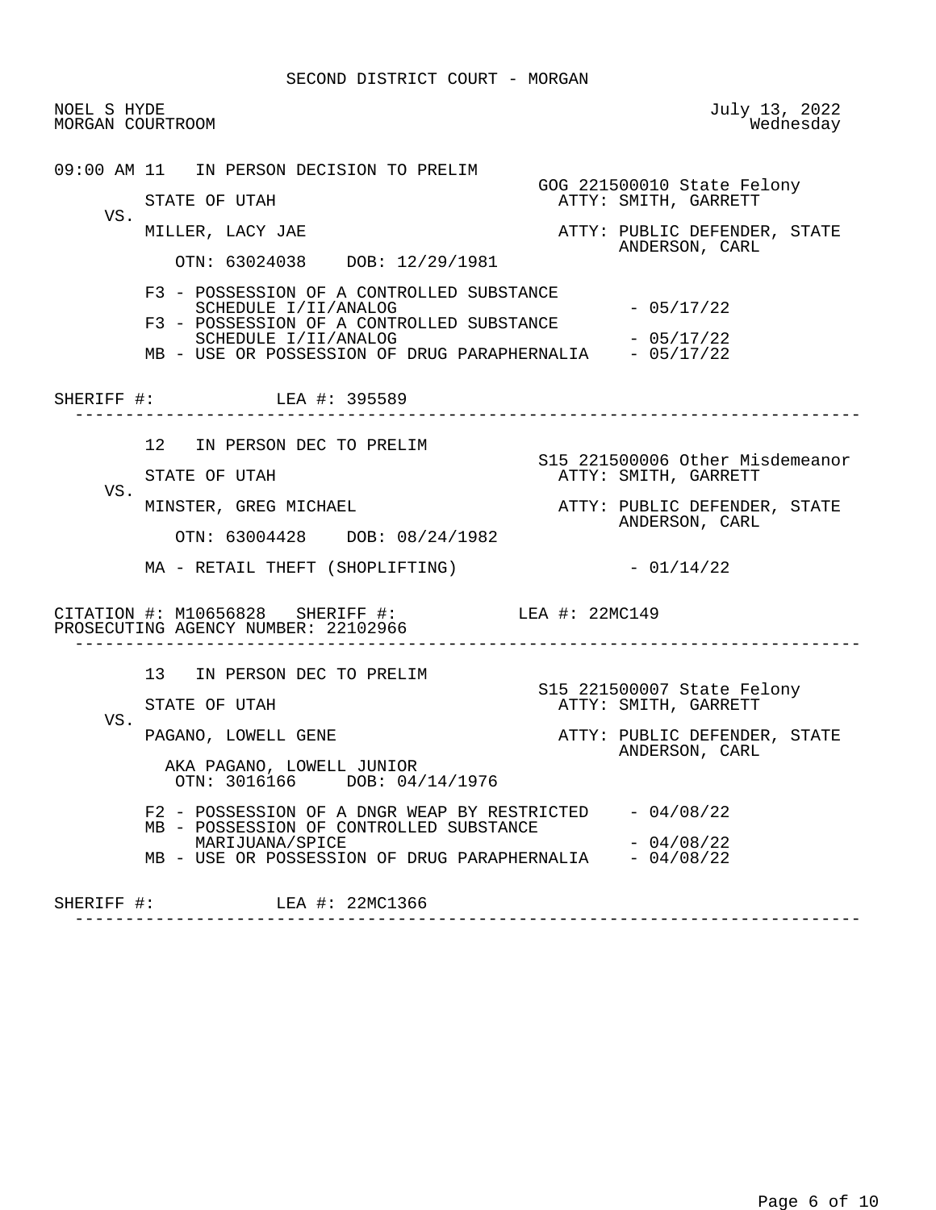SECOND DISTRICT COURT - MORGAN

NOEL S HYDE
MORGAN COURTROOM

July 13, 2022
Wednesday

```
09:00 AM 11   IN PERSON DECISION TO PRELIM
                                                   GOG 221500010 State Felony
         STATE OF UTAH                               ATTY: SMITH, GARRETT
    VS.
         MILLER, LACY JAE                            ATTY: PUBLIC DEFENDER, STATE
                                                           ANDERSON, CARL
            OTN: 63024038    DOB: 12/29/1981

         F3 - POSSESSION OF A CONTROLLED SUBSTANCE
              SCHEDULE I/II/ANALOG                         - 05/17/22
         F3 - POSSESSION OF A CONTROLLED SUBSTANCE
              SCHEDULE I/II/ANALOG                         - 05/17/22
         MB - USE OR POSSESSION OF DRUG PARAPHERNALIA      - 05/17/22

SHERIFF #:            LEA #: 395589
--------------------------------------------------------------------------------

         12   IN PERSON DEC TO PRELIM
                                                   S15 221500006 Other Misdemeanor
         STATE OF UTAH                               ATTY: SMITH, GARRETT
    VS.
         MINSTER, GREG MICHAEL                       ATTY: PUBLIC DEFENDER, STATE
                                                           ANDERSON, CARL
            OTN: 63004428    DOB: 08/24/1982

         MA - RETAIL THEFT (SHOPLIFTING)                   - 01/14/22

CITATION #: M10656828   SHERIFF #:            LEA #: 22MC149
PROSECUTING AGENCY NUMBER: 22102966
--------------------------------------------------------------------------------

         13   IN PERSON DEC TO PRELIM
                                                   S15 221500007 State Felony
         STATE OF UTAH                               ATTY: SMITH, GARRETT
    VS.
         PAGANO, LOWELL GENE                         ATTY: PUBLIC DEFENDER, STATE
                                                           ANDERSON, CARL
            AKA PAGANO, LOWELL JUNIOR
            OTN: 3016166     DOB: 04/14/1976

         F2 - POSSESSION OF A DNGR WEAP BY RESTRICTED      - 04/08/22
         MB - POSSESSION OF CONTROLLED SUBSTANCE
              MARIJUANA/SPICE                              - 04/08/22
         MB - USE OR POSSESSION OF DRUG PARAPHERNALIA      - 04/08/22

SHERIFF #:            LEA #: 22MC1366
--------------------------------------------------------------------------------
```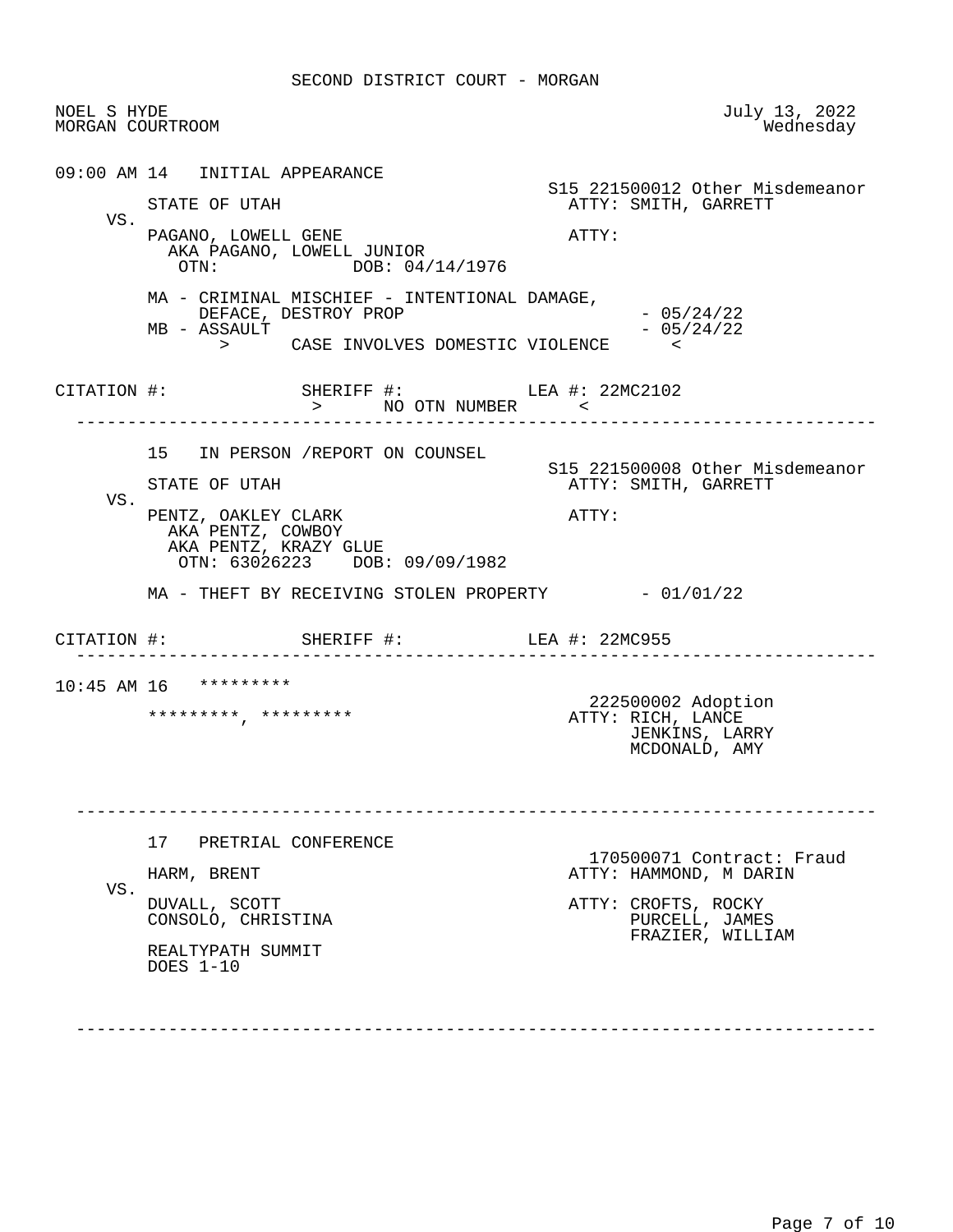SECOND DISTRICT COURT - MORGAN

NOEL S HYDE
MORGAN COURTROOM

July 13, 2022
Wednesday

09:00 AM 14 INITIAL APPEARANCE

S15 221500012 Other Misdemeanor

STATE OF UTAH — ATTY: SMITH, GARRETT

VS.

PAGANO, LOWELL GENE — ATTY:
AKA PAGANO, LOWELL JUNIOR
OTN: DOB: 04/14/1976

MA - CRIMINAL MISCHIEF - INTENTIONAL DAMAGE, DEFACE, DESTROY PROP - 05/24/22
MB - ASSAULT - 05/24/22
> CASE INVOLVES DOMESTIC VIOLENCE <

CITATION #: SHERIFF #: LEA #: 22MC2102
> NO OTN NUMBER <

---

15 IN PERSON /REPORT ON COUNSEL

S15 221500008 Other Misdemeanor

STATE OF UTAH — ATTY: SMITH, GARRETT

VS.

PENTZ, OAKLEY CLARK — ATTY:
AKA PENTZ, COWBOY
AKA PENTZ, KRAZY GLUE
OTN: 63026223 DOB: 09/09/1982

MA - THEFT BY RECEIVING STOLEN PROPERTY - 01/01/22

CITATION #: SHERIFF #: LEA #: 22MC955

---

10:45 AM 16 *********

222500002 Adoption

*********, ********* — ATTY: RICH, LANCE
JENKINS, LARRY
MCDONALD, AMY

---

17 PRETRIAL CONFERENCE

170500071 Contract: Fraud

HARM, BRENT — ATTY: HAMMOND, M DARIN

VS.

DUVALL, SCOTT — ATTY: CROFTS, ROCKY
CONSOLO, CHRISTINA — PURCELL, JAMES
FRAZIER, WILLIAM

REALTYPATH SUMMIT
DOES 1-10

---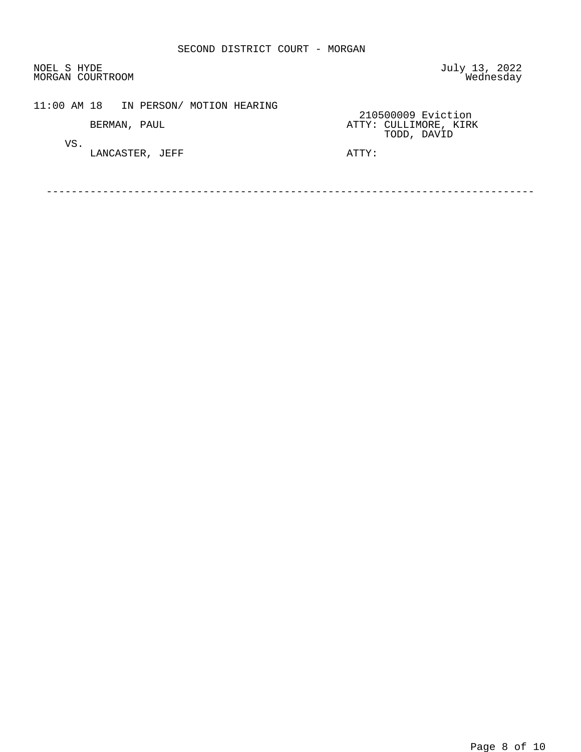SECOND DISTRICT COURT - MORGAN

NOEL S HYDE
MORGAN COURTROOM

July 13, 2022
Wednesday

11:00 AM 18 IN PERSON/ MOTION HEARING

210500009 Eviction

BERMAN, PAUL — ATTY: CULLIMORE, KIRK; TODD, DAVID

VS.

LANCASTER, JEFF — ATTY:

---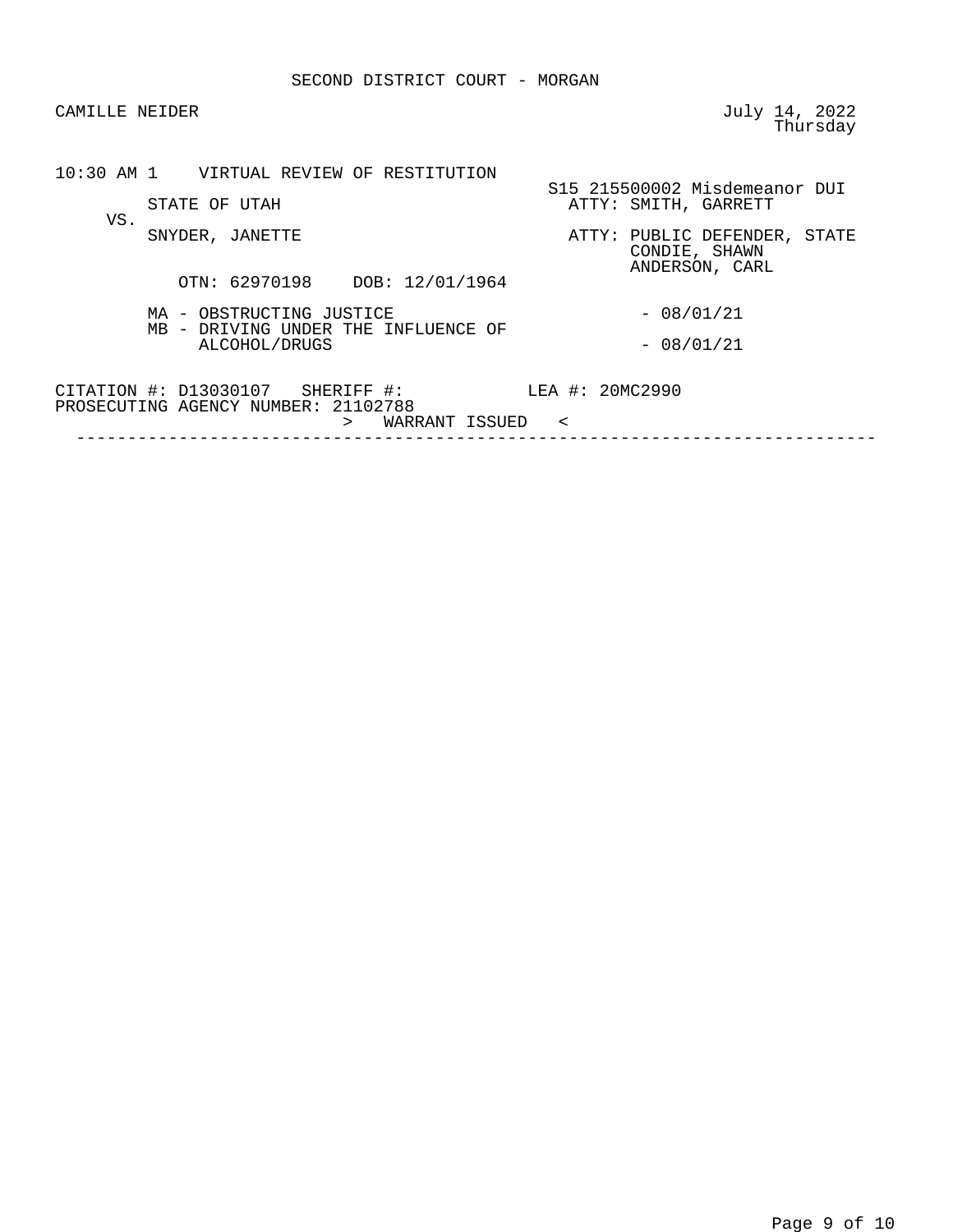SECOND DISTRICT COURT - MORGAN

CAMILLE NEIDER

July 14, 2022
Thursday

10:30 AM 1    VIRTUAL REVIEW OF RESTITUTION

S15 215500002 Misdemeanor DUI

STATE OF UTAH
ATTY: SMITH, GARRETT

VS.

SNYDER, JANETTE
ATTY: PUBLIC DEFENDER, STATE
CONDIE, SHAWN
ANDERSON, CARL

OTN: 62970198    DOB: 12/01/1964

MA - OBSTRUCTING JUSTICE - 08/01/21

MB - DRIVING UNDER THE INFLUENCE OF ALCOHOL/DRUGS - 08/01/21

CITATION #: D13030107    SHERIFF #:    LEA #: 20MC2990

PROSECUTING AGENCY NUMBER: 21102788

> WARRANT ISSUED <

---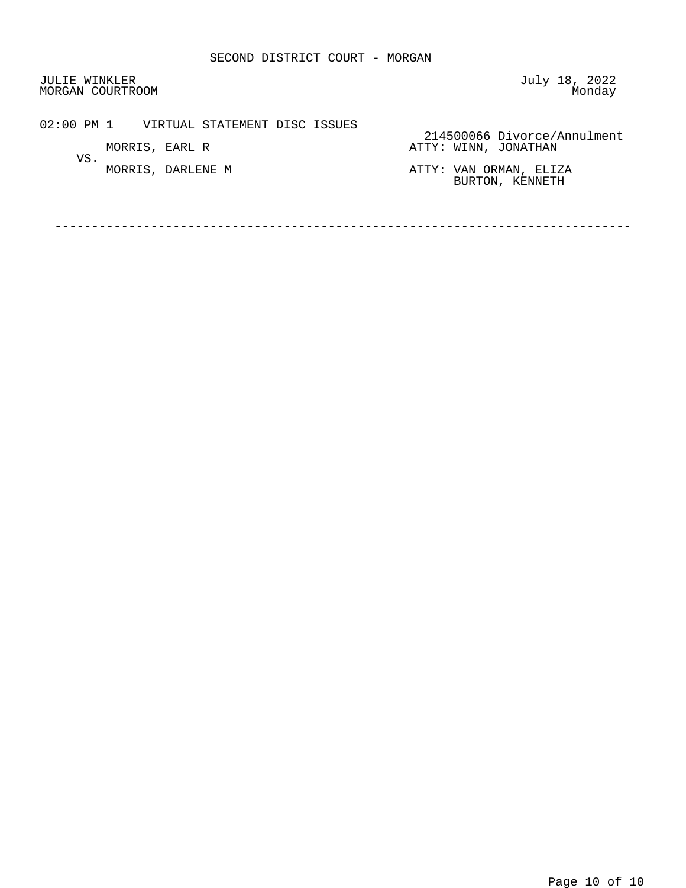SECOND DISTRICT COURT - MORGAN

JULIE WINKLER
MORGAN COURTROOM

July 18, 2022
Monday

02:00 PM 1 VIRTUAL STATEMENT DISC ISSUES

214500066 Divorce/Annulment

MORRIS, EARL R — ATTY: WINN, JONATHAN

VS.

MORRIS, DARLENE M — ATTY: VAN ORMAN, ELIZA
BURTON, KENNETH

---